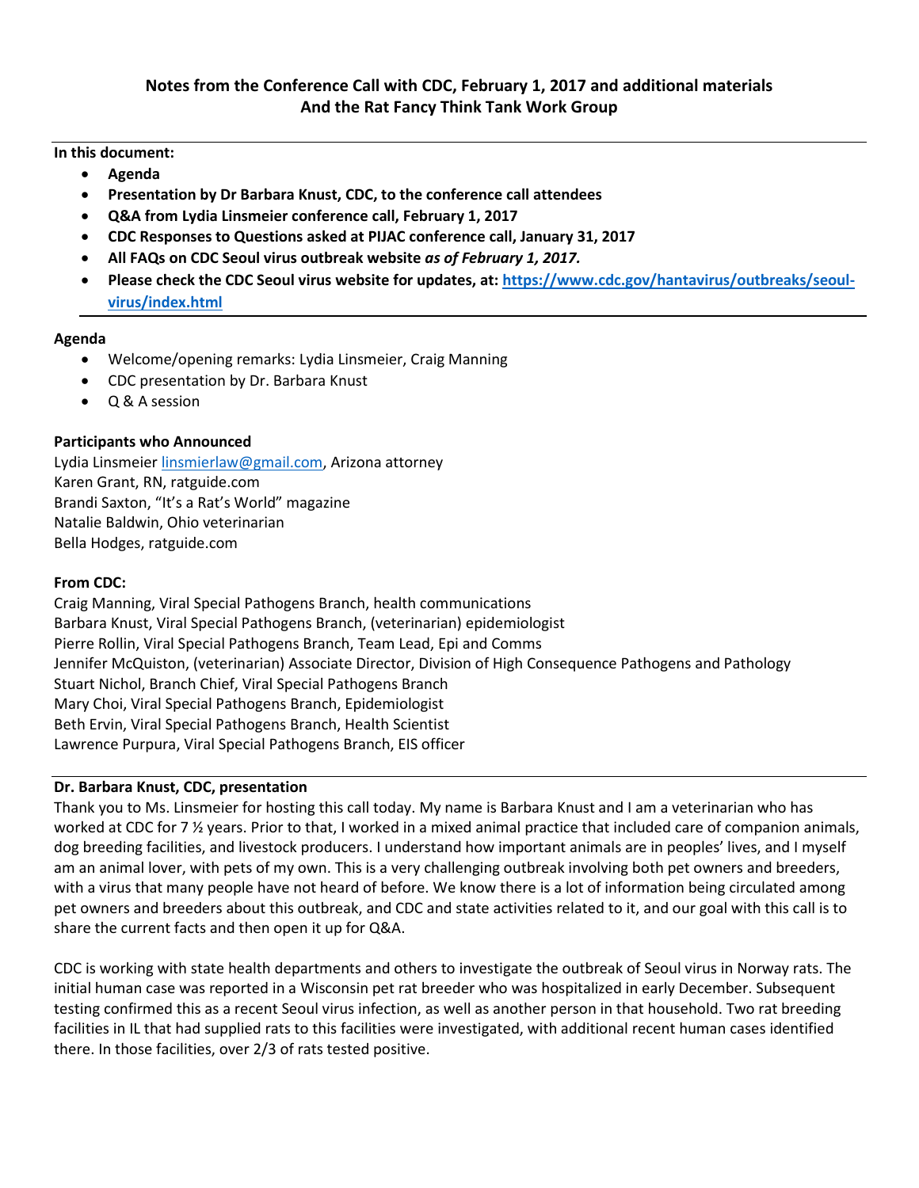# Notes from the Conference Call with CDC, February 1, 2017 and additional materials And the Rat Fancy Think Tank Work Group

**In this document:**

- **Agenda**
- **Presentation by Dr Barbara Knust, CDC, to the conference call attendees**
- **Q&A from Lydia Linsmeier conference call, February 1, 2017**
- **CDC Responses to Questions asked at PIJAC conference call, January 31, 2017**
- **All FAQs on CDC Seoul virus outbreak website** ***as of February 1, 2017.***
- **Please check the CDC Seoul virus website for updates, at: [https://www.cdc.gov/hantavirus/outbreaks/seoul-virus/index.html](https://www.cdc.gov/hantavirus/outbreaks/seoul-virus/index.html)**

**Agenda**

- Welcome/opening remarks: Lydia Linsmeier, Craig Manning
- CDC presentation by Dr. Barbara Knust
- Q & A session

**Participants who Announced**

Lydia Linsmeier linsmierlaw@gmail.com, Arizona attorney
Karen Grant, RN, ratguide.com
Brandi Saxton, "It's a Rat's World" magazine
Natalie Baldwin, Ohio veterinarian
Bella Hodges, ratguide.com

**From CDC:**

Craig Manning, Viral Special Pathogens Branch, health communications
Barbara Knust, Viral Special Pathogens Branch, (veterinarian) epidemiologist
Pierre Rollin, Viral Special Pathogens Branch, Team Lead, Epi and Comms
Jennifer McQuiston, (veterinarian) Associate Director, Division of High Consequence Pathogens and Pathology
Stuart Nichol, Branch Chief, Viral Special Pathogens Branch
Mary Choi, Viral Special Pathogens Branch, Epidemiologist
Beth Ervin, Viral Special Pathogens Branch, Health Scientist
Lawrence Purpura, Viral Special Pathogens Branch, EIS officer

**Dr. Barbara Knust, CDC, presentation**

Thank you to Ms. Linsmeier for hosting this call today. My name is Barbara Knust and I am a veterinarian who has worked at CDC for 7 ½ years. Prior to that, I worked in a mixed animal practice that included care of companion animals, dog breeding facilities, and livestock producers. I understand how important animals are in peoples' lives, and I myself am an animal lover, with pets of my own. This is a very challenging outbreak involving both pet owners and breeders, with a virus that many people have not heard of before. We know there is a lot of information being circulated among pet owners and breeders about this outbreak, and CDC and state activities related to it, and our goal with this call is to share the current facts and then open it up for Q&A.

CDC is working with state health departments and others to investigate the outbreak of Seoul virus in Norway rats. The initial human case was reported in a Wisconsin pet rat breeder who was hospitalized in early December. Subsequent testing confirmed this as a recent Seoul virus infection, as well as another person in that household. Two rat breeding facilities in IL that had supplied rats to this facilities were investigated, with additional recent human cases identified there. In those facilities, over 2/3 of rats tested positive.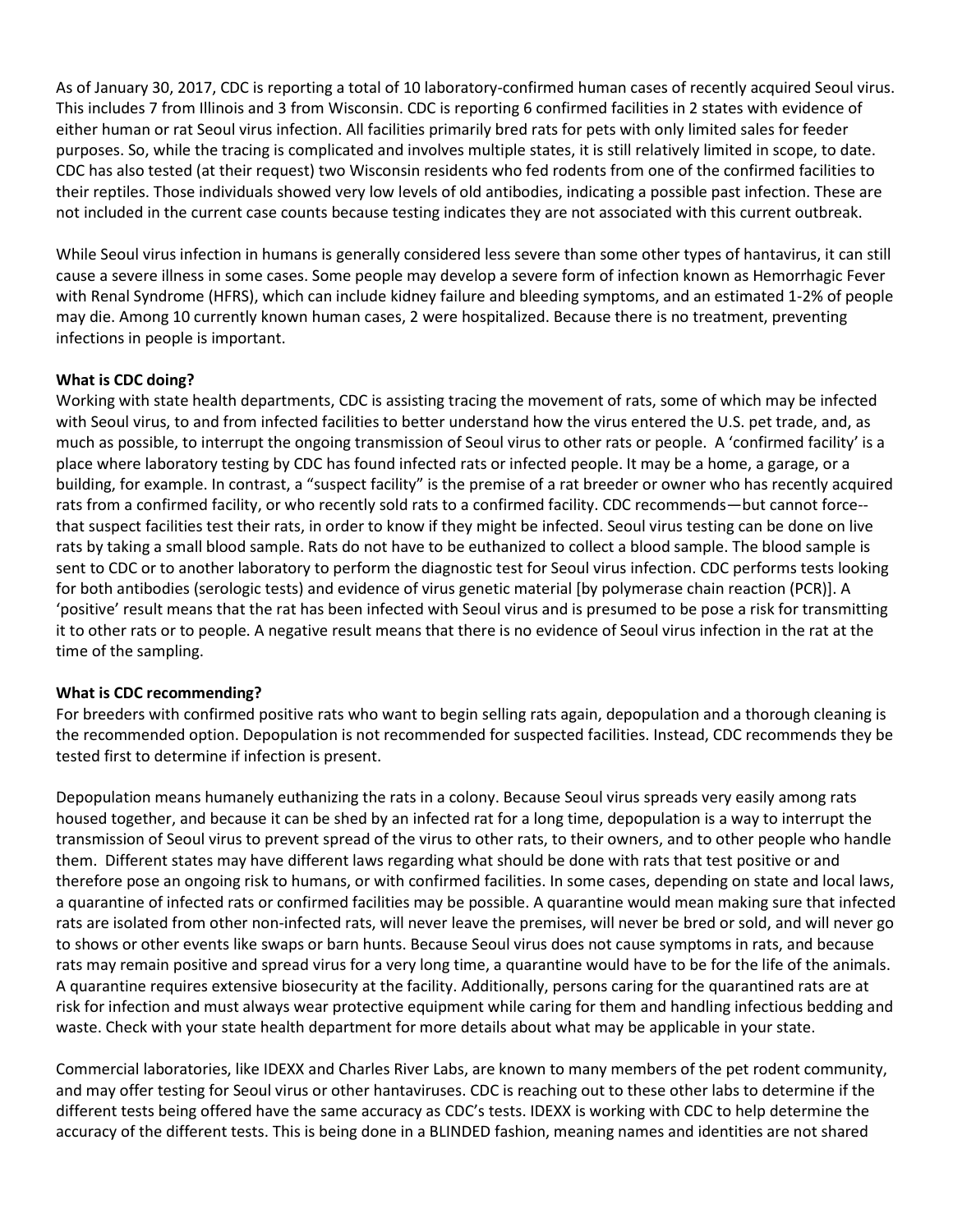As of January 30, 2017, CDC is reporting a total of 10 laboratory-confirmed human cases of recently acquired Seoul virus. This includes 7 from Illinois and 3 from Wisconsin. CDC is reporting 6 confirmed facilities in 2 states with evidence of either human or rat Seoul virus infection. All facilities primarily bred rats for pets with only limited sales for feeder purposes. So, while the tracing is complicated and involves multiple states, it is still relatively limited in scope, to date. CDC has also tested (at their request) two Wisconsin residents who fed rodents from one of the confirmed facilities to their reptiles. Those individuals showed very low levels of old antibodies, indicating a possible past infection. These are not included in the current case counts because testing indicates they are not associated with this current outbreak.

While Seoul virus infection in humans is generally considered less severe than some other types of hantavirus, it can still cause a severe illness in some cases. Some people may develop a severe form of infection known as Hemorrhagic Fever with Renal Syndrome (HFRS), which can include kidney failure and bleeding symptoms, and an estimated 1-2% of people may die. Among 10 currently known human cases, 2 were hospitalized. Because there is no treatment, preventing infections in people is important.

**What is CDC doing?**

Working with state health departments, CDC is assisting tracing the movement of rats, some of which may be infected with Seoul virus, to and from infected facilities to better understand how the virus entered the U.S. pet trade, and, as much as possible, to interrupt the ongoing transmission of Seoul virus to other rats or people. A 'confirmed facility' is a place where laboratory testing by CDC has found infected rats or infected people. It may be a home, a garage, or a building, for example. In contrast, a "suspect facility" is the premise of a rat breeder or owner who has recently acquired rats from a confirmed facility, or who recently sold rats to a confirmed facility. CDC recommends—but cannot force--that suspect facilities test their rats, in order to know if they might be infected. Seoul virus testing can be done on live rats by taking a small blood sample. Rats do not have to be euthanized to collect a blood sample. The blood sample is sent to CDC or to another laboratory to perform the diagnostic test for Seoul virus infection. CDC performs tests looking for both antibodies (serologic tests) and evidence of virus genetic material [by polymerase chain reaction (PCR)]. A 'positive' result means that the rat has been infected with Seoul virus and is presumed to be pose a risk for transmitting it to other rats or to people. A negative result means that there is no evidence of Seoul virus infection in the rat at the time of the sampling.

**What is CDC recommending?**

For breeders with confirmed positive rats who want to begin selling rats again, depopulation and a thorough cleaning is the recommended option. Depopulation is not recommended for suspected facilities. Instead, CDC recommends they be tested first to determine if infection is present.

Depopulation means humanely euthanizing the rats in a colony. Because Seoul virus spreads very easily among rats housed together, and because it can be shed by an infected rat for a long time, depopulation is a way to interrupt the transmission of Seoul virus to prevent spread of the virus to other rats, to their owners, and to other people who handle them. Different states may have different laws regarding what should be done with rats that test positive or and therefore pose an ongoing risk to humans, or with confirmed facilities. In some cases, depending on state and local laws, a quarantine of infected rats or confirmed facilities may be possible. A quarantine would mean making sure that infected rats are isolated from other non-infected rats, will never leave the premises, will never be bred or sold, and will never go to shows or other events like swaps or barn hunts. Because Seoul virus does not cause symptoms in rats, and because rats may remain positive and spread virus for a very long time, a quarantine would have to be for the life of the animals. A quarantine requires extensive biosecurity at the facility. Additionally, persons caring for the quarantined rats are at risk for infection and must always wear protective equipment while caring for them and handling infectious bedding and waste. Check with your state health department for more details about what may be applicable in your state.

Commercial laboratories, like IDEXX and Charles River Labs, are known to many members of the pet rodent community, and may offer testing for Seoul virus or other hantaviruses. CDC is reaching out to these other labs to determine if the different tests being offered have the same accuracy as CDC's tests. IDEXX is working with CDC to help determine the accuracy of the different tests. This is being done in a BLINDED fashion, meaning names and identities are not shared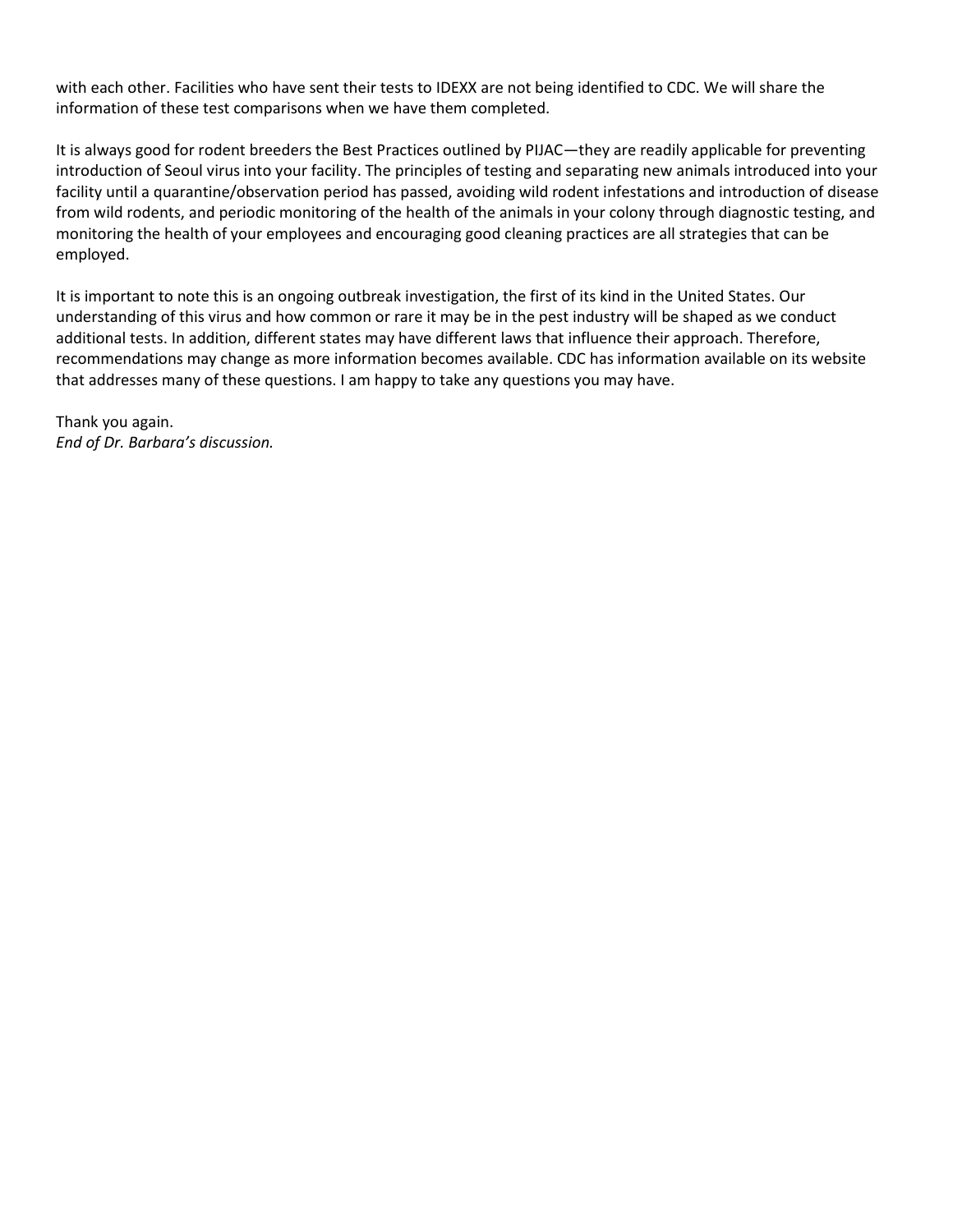with each other. Facilities who have sent their tests to IDEXX are not being identified to CDC. We will share the information of these test comparisons when we have them completed.

It is always good for rodent breeders the Best Practices outlined by PIJAC—they are readily applicable for preventing introduction of Seoul virus into your facility. The principles of testing and separating new animals introduced into your facility until a quarantine/observation period has passed, avoiding wild rodent infestations and introduction of disease from wild rodents, and periodic monitoring of the health of the animals in your colony through diagnostic testing, and monitoring the health of your employees and encouraging good cleaning practices are all strategies that can be employed.

It is important to note this is an ongoing outbreak investigation, the first of its kind in the United States. Our understanding of this virus and how common or rare it may be in the pest industry will be shaped as we conduct additional tests. In addition, different states may have different laws that influence their approach. Therefore, recommendations may change as more information becomes available. CDC has information available on its website that addresses many of these questions. I am happy to take any questions you may have.

Thank you again.
*End of Dr. Barbara's discussion.*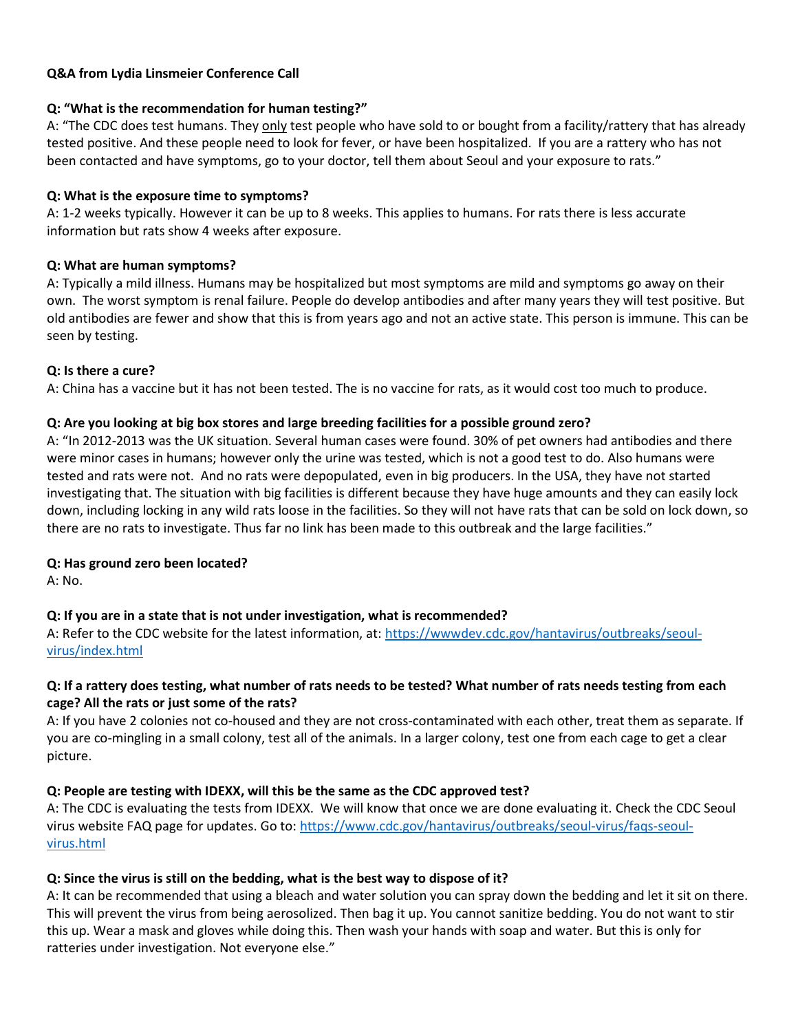**Q&A from Lydia Linsmeier Conference Call**

**Q: "What is the recommendation for human testing?"**
A: "The CDC does test humans. They only test people who have sold to or bought from a facility/rattery that has already tested positive. And these people need to look for fever, or have been hospitalized. If you are a rattery who has not been contacted and have symptoms, go to your doctor, tell them about Seoul and your exposure to rats."

**Q: What is the exposure time to symptoms?**
A: 1-2 weeks typically. However it can be up to 8 weeks. This applies to humans. For rats there is less accurate information but rats show 4 weeks after exposure.

**Q: What are human symptoms?**
A: Typically a mild illness. Humans may be hospitalized but most symptoms are mild and symptoms go away on their own. The worst symptom is renal failure. People do develop antibodies and after many years they will test positive. But old antibodies are fewer and show that this is from years ago and not an active state. This person is immune. This can be seen by testing.

**Q: Is there a cure?**
A: China has a vaccine but it has not been tested. The is no vaccine for rats, as it would cost too much to produce.

**Q: Are you looking at big box stores and large breeding facilities for a possible ground zero?**
A: "In 2012-2013 was the UK situation. Several human cases were found. 30% of pet owners had antibodies and there were minor cases in humans; however only the urine was tested, which is not a good test to do. Also humans were tested and rats were not. And no rats were depopulated, even in big producers. In the USA, they have not started investigating that. The situation with big facilities is different because they have huge amounts and they can easily lock down, including locking in any wild rats loose in the facilities. So they will not have rats that can be sold on lock down, so there are no rats to investigate. Thus far no link has been made to this outbreak and the large facilities."

**Q: Has ground zero been located?**
A: No.

**Q: If you are in a state that is not under investigation, what is recommended?**
A: Refer to the CDC website for the latest information, at: [https://wwwdev.cdc.gov/hantavirus/outbreaks/seoul-virus/index.html](https://wwwdev.cdc.gov/hantavirus/outbreaks/seoul-virus/index.html)

**Q: If a rattery does testing, what number of rats needs to be tested? What number of rats needs testing from each cage? All the rats or just some of the rats?**
A: If you have 2 colonies not co-housed and they are not cross-contaminated with each other, treat them as separate. If you are co-mingling in a small colony, test all of the animals. In a larger colony, test one from each cage to get a clear picture.

**Q: People are testing with IDEXX, will this be the same as the CDC approved test?**
A: The CDC is evaluating the tests from IDEXX. We will know that once we are done evaluating it. Check the CDC Seoul virus website FAQ page for updates. Go to: [https://www.cdc.gov/hantavirus/outbreaks/seoul-virus/faqs-seoul-virus.html](https://www.cdc.gov/hantavirus/outbreaks/seoul-virus/faqs-seoul-virus.html)

**Q: Since the virus is still on the bedding, what is the best way to dispose of it?**
A: It can be recommended that using a bleach and water solution you can spray down the bedding and let it sit on there. This will prevent the virus from being aerosolized. Then bag it up. You cannot sanitize bedding. You do not want to stir this up. Wear a mask and gloves while doing this. Then wash your hands with soap and water. But this is only for ratteries under investigation. Not everyone else."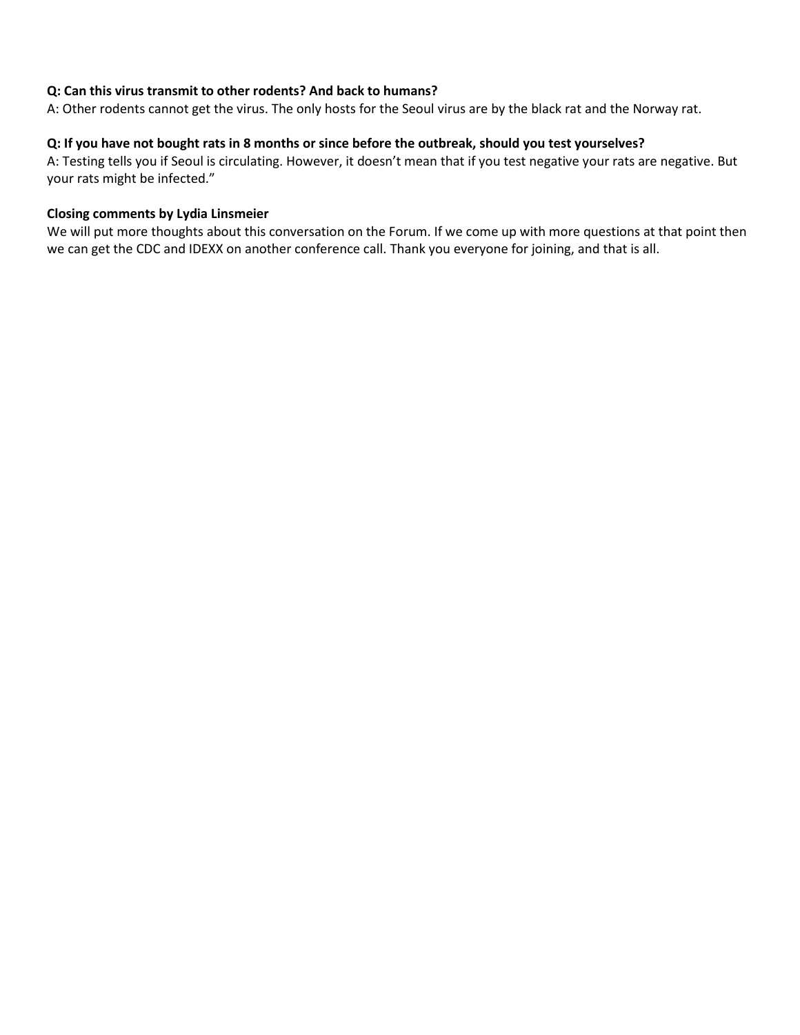**Q: Can this virus transmit to other rodents? And back to humans?**

A: Other rodents cannot get the virus. The only hosts for the Seoul virus are by the black rat and the Norway rat.

**Q: If you have not bought rats in 8 months or since before the outbreak, should you test yourselves?**

A: Testing tells you if Seoul is circulating. However, it doesn't mean that if you test negative your rats are negative. But your rats might be infected."

**Closing comments by Lydia Linsmeier**

We will put more thoughts about this conversation on the Forum. If we come up with more questions at that point then we can get the CDC and IDEXX on another conference call. Thank you everyone for joining, and that is all.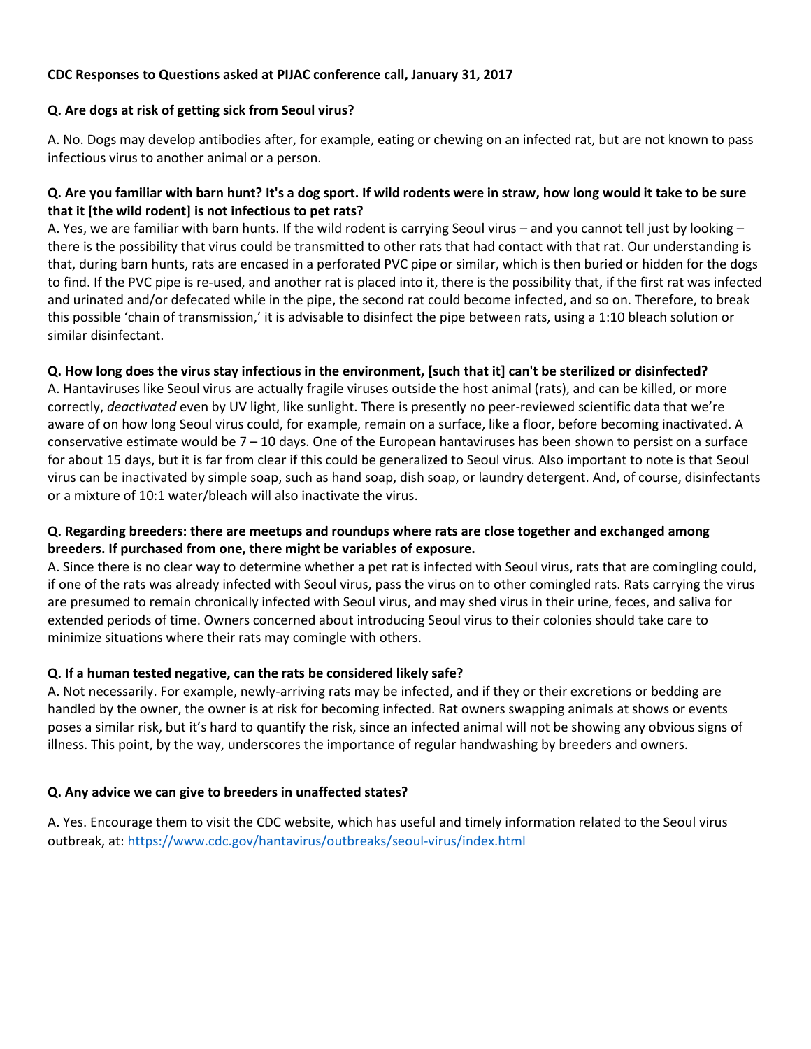**CDC Responses to Questions asked at PIJAC conference call, January 31, 2017**

**Q. Are dogs at risk of getting sick from Seoul virus?**

A. No. Dogs may develop antibodies after, for example, eating or chewing on an infected rat, but are not known to pass infectious virus to another animal or a person.

**Q. Are you familiar with barn hunt? It's a dog sport. If wild rodents were in straw, how long would it take to be sure that it [the wild rodent] is not infectious to pet rats?**

A. Yes, we are familiar with barn hunts. If the wild rodent is carrying Seoul virus – and you cannot tell just by looking – there is the possibility that virus could be transmitted to other rats that had contact with that rat. Our understanding is that, during barn hunts, rats are encased in a perforated PVC pipe or similar, which is then buried or hidden for the dogs to find. If the PVC pipe is re-used, and another rat is placed into it, there is the possibility that, if the first rat was infected and urinated and/or defecated while in the pipe, the second rat could become infected, and so on. Therefore, to break this possible 'chain of transmission,' it is advisable to disinfect the pipe between rats, using a 1:10 bleach solution or similar disinfectant.

**Q. How long does the virus stay infectious in the environment, [such that it] can't be sterilized or disinfected?**

A. Hantaviruses like Seoul virus are actually fragile viruses outside the host animal (rats), and can be killed, or more correctly, *deactivated* even by UV light, like sunlight. There is presently no peer-reviewed scientific data that we're aware of on how long Seoul virus could, for example, remain on a surface, like a floor, before becoming inactivated. A conservative estimate would be 7 – 10 days. One of the European hantaviruses has been shown to persist on a surface for about 15 days, but it is far from clear if this could be generalized to Seoul virus. Also important to note is that Seoul virus can be inactivated by simple soap, such as hand soap, dish soap, or laundry detergent. And, of course, disinfectants or a mixture of 10:1 water/bleach will also inactivate the virus.

**Q. Regarding breeders: there are meetups and roundups where rats are close together and exchanged among breeders. If purchased from one, there might be variables of exposure.**

A. Since there is no clear way to determine whether a pet rat is infected with Seoul virus, rats that are comingling could, if one of the rats was already infected with Seoul virus, pass the virus on to other comingled rats. Rats carrying the virus are presumed to remain chronically infected with Seoul virus, and may shed virus in their urine, feces, and saliva for extended periods of time. Owners concerned about introducing Seoul virus to their colonies should take care to minimize situations where their rats may comingle with others.

**Q. If a human tested negative, can the rats be considered likely safe?**

A. Not necessarily. For example, newly-arriving rats may be infected, and if they or their excretions or bedding are handled by the owner, the owner is at risk for becoming infected. Rat owners swapping animals at shows or events poses a similar risk, but it's hard to quantify the risk, since an infected animal will not be showing any obvious signs of illness. This point, by the way, underscores the importance of regular handwashing by breeders and owners.

**Q. Any advice we can give to breeders in unaffected states?**

A. Yes. Encourage them to visit the CDC website, which has useful and timely information related to the Seoul virus outbreak, at: [https://www.cdc.gov/hantavirus/outbreaks/seoul-virus/index.html](https://www.cdc.gov/hantavirus/outbreaks/seoul-virus/index.html)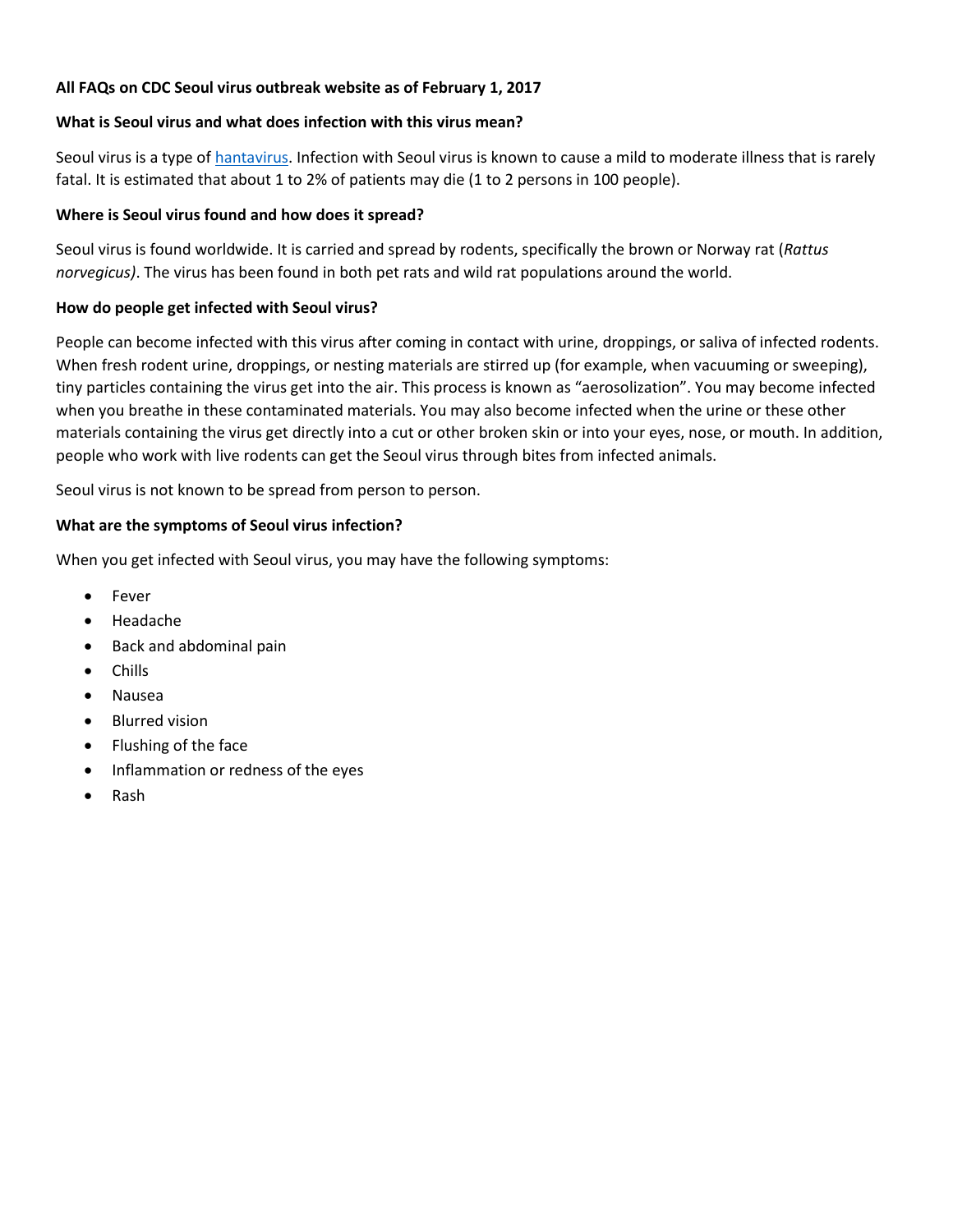**All FAQs on CDC Seoul virus outbreak website as of February 1, 2017**

**What is Seoul virus and what does infection with this virus mean?**

Seoul virus is a type of hantavirus. Infection with Seoul virus is known to cause a mild to moderate illness that is rarely fatal. It is estimated that about 1 to 2% of patients may die (1 to 2 persons in 100 people).

**Where is Seoul virus found and how does it spread?**

Seoul virus is found worldwide. It is carried and spread by rodents, specifically the brown or Norway rat (*Rattus norvegicus)*. The virus has been found in both pet rats and wild rat populations around the world.

**How do people get infected with Seoul virus?**

People can become infected with this virus after coming in contact with urine, droppings, or saliva of infected rodents. When fresh rodent urine, droppings, or nesting materials are stirred up (for example, when vacuuming or sweeping), tiny particles containing the virus get into the air. This process is known as "aerosolization". You may become infected when you breathe in these contaminated materials. You may also become infected when the urine or these other materials containing the virus get directly into a cut or other broken skin or into your eyes, nose, or mouth. In addition, people who work with live rodents can get the Seoul virus through bites from infected animals.

Seoul virus is not known to be spread from person to person.

**What are the symptoms of Seoul virus infection?**

When you get infected with Seoul virus, you may have the following symptoms:

- Fever
- Headache
- Back and abdominal pain
- Chills
- Nausea
- Blurred vision
- Flushing of the face
- Inflammation or redness of the eyes
- Rash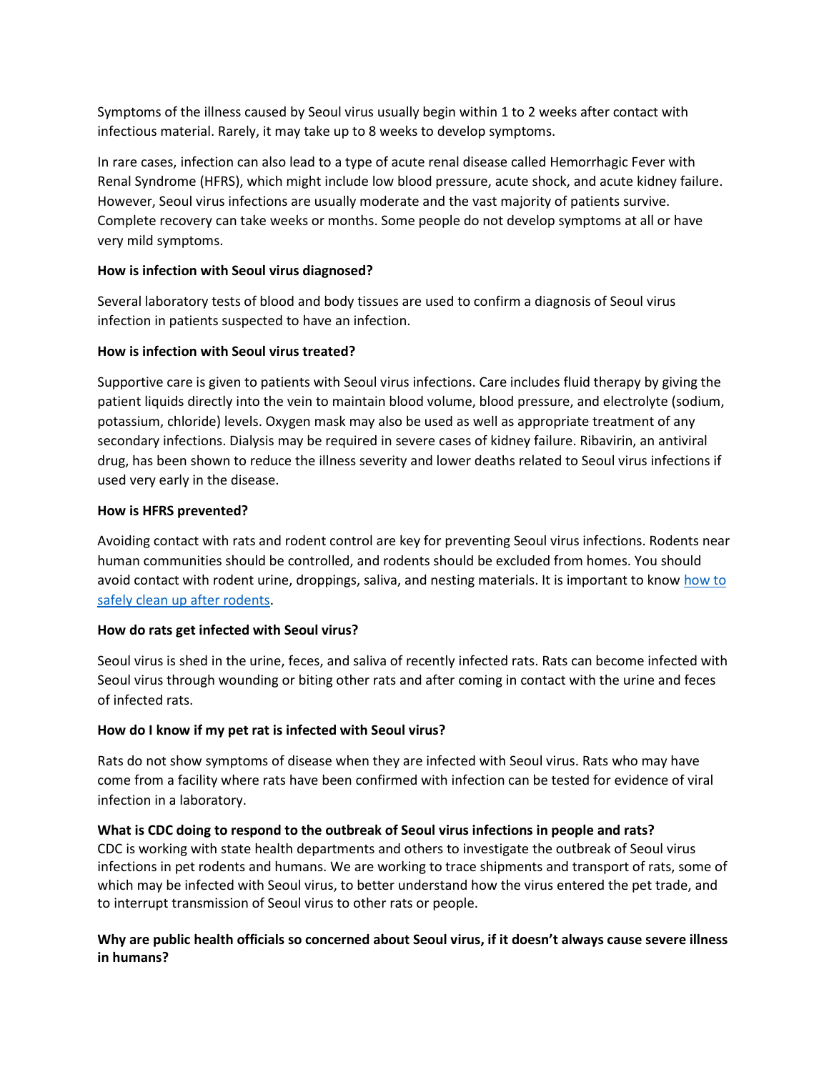Symptoms of the illness caused by Seoul virus usually begin within 1 to 2 weeks after contact with infectious material. Rarely, it may take up to 8 weeks to develop symptoms.

In rare cases, infection can also lead to a type of acute renal disease called Hemorrhagic Fever with Renal Syndrome (HFRS), which might include low blood pressure, acute shock, and acute kidney failure. However, Seoul virus infections are usually moderate and the vast majority of patients survive. Complete recovery can take weeks or months. Some people do not develop symptoms at all or have very mild symptoms.

**How is infection with Seoul virus diagnosed?**

Several laboratory tests of blood and body tissues are used to confirm a diagnosis of Seoul virus infection in patients suspected to have an infection.

**How is infection with Seoul virus treated?**

Supportive care is given to patients with Seoul virus infections. Care includes fluid therapy by giving the patient liquids directly into the vein to maintain blood volume, blood pressure, and electrolyte (sodium, potassium, chloride) levels. Oxygen mask may also be used as well as appropriate treatment of any secondary infections. Dialysis may be required in severe cases of kidney failure. Ribavirin, an antiviral drug, has been shown to reduce the illness severity and lower deaths related to Seoul virus infections if used very early in the disease.

**How is HFRS prevented?**

Avoiding contact with rats and rodent control are key for preventing Seoul virus infections. Rodents near human communities should be controlled, and rodents should be excluded from homes. You should avoid contact with rodent urine, droppings, saliva, and nesting materials. It is important to know how to safely clean up after rodents.

**How do rats get infected with Seoul virus?**

Seoul virus is shed in the urine, feces, and saliva of recently infected rats. Rats can become infected with Seoul virus through wounding or biting other rats and after coming in contact with the urine and feces of infected rats.

**How do I know if my pet rat is infected with Seoul virus?**

Rats do not show symptoms of disease when they are infected with Seoul virus. Rats who may have come from a facility where rats have been confirmed with infection can be tested for evidence of viral infection in a laboratory.

**What is CDC doing to respond to the outbreak of Seoul virus infections in people and rats?**

CDC is working with state health departments and others to investigate the outbreak of Seoul virus infections in pet rodents and humans. We are working to trace shipments and transport of rats, some of which may be infected with Seoul virus, to better understand how the virus entered the pet trade, and to interrupt transmission of Seoul virus to other rats or people.

**Why are public health officials so concerned about Seoul virus, if it doesn't always cause severe illness in humans?**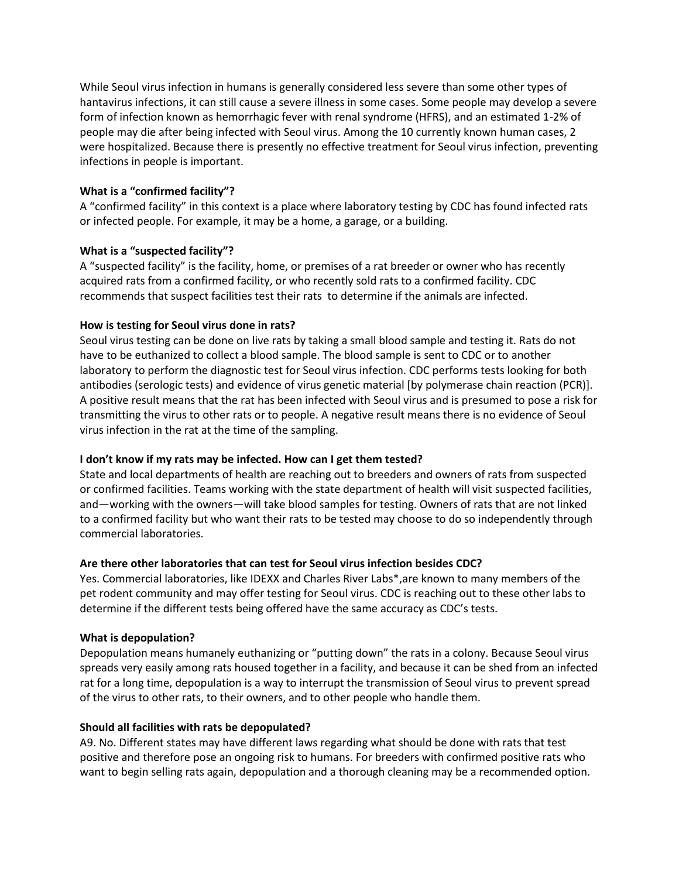While Seoul virus infection in humans is generally considered less severe than some other types of hantavirus infections, it can still cause a severe illness in some cases. Some people may develop a severe form of infection known as hemorrhagic fever with renal syndrome (HFRS), and an estimated 1-2% of people may die after being infected with Seoul virus. Among the 10 currently known human cases, 2 were hospitalized. Because there is presently no effective treatment for Seoul virus infection, preventing infections in people is important.

**What is a "confirmed facility"?**
A "confirmed facility" in this context is a place where laboratory testing by CDC has found infected rats or infected people. For example, it may be a home, a garage, or a building.

**What is a "suspected facility"?**
A "suspected facility" is the facility, home, or premises of a rat breeder or owner who has recently acquired rats from a confirmed facility, or who recently sold rats to a confirmed facility. CDC recommends that suspect facilities test their rats to determine if the animals are infected.

**How is testing for Seoul virus done in rats?**
Seoul virus testing can be done on live rats by taking a small blood sample and testing it. Rats do not have to be euthanized to collect a blood sample. The blood sample is sent to CDC or to another laboratory to perform the diagnostic test for Seoul virus infection. CDC performs tests looking for both antibodies (serologic tests) and evidence of virus genetic material [by polymerase chain reaction (PCR)]. A positive result means that the rat has been infected with Seoul virus and is presumed to pose a risk for transmitting the virus to other rats or to people. A negative result means there is no evidence of Seoul virus infection in the rat at the time of the sampling.

**I don't know if my rats may be infected. How can I get them tested?**
State and local departments of health are reaching out to breeders and owners of rats from suspected or confirmed facilities. Teams working with the state department of health will visit suspected facilities, and—working with the owners—will take blood samples for testing. Owners of rats that are not linked to a confirmed facility but who want their rats to be tested may choose to do so independently through commercial laboratories.

**Are there other laboratories that can test for Seoul virus infection besides CDC?**
Yes. Commercial laboratories, like IDEXX and Charles River Labs*,are known to many members of the pet rodent community and may offer testing for Seoul virus. CDC is reaching out to these other labs to determine if the different tests being offered have the same accuracy as CDC's tests.

**What is depopulation?**
Depopulation means humanely euthanizing or "putting down" the rats in a colony. Because Seoul virus spreads very easily among rats housed together in a facility, and because it can be shed from an infected rat for a long time, depopulation is a way to interrupt the transmission of Seoul virus to prevent spread of the virus to other rats, to their owners, and to other people who handle them.

**Should all facilities with rats be depopulated?**
A9. No. Different states may have different laws regarding what should be done with rats that test positive and therefore pose an ongoing risk to humans. For breeders with confirmed positive rats who want to begin selling rats again, depopulation and a thorough cleaning may be a recommended option.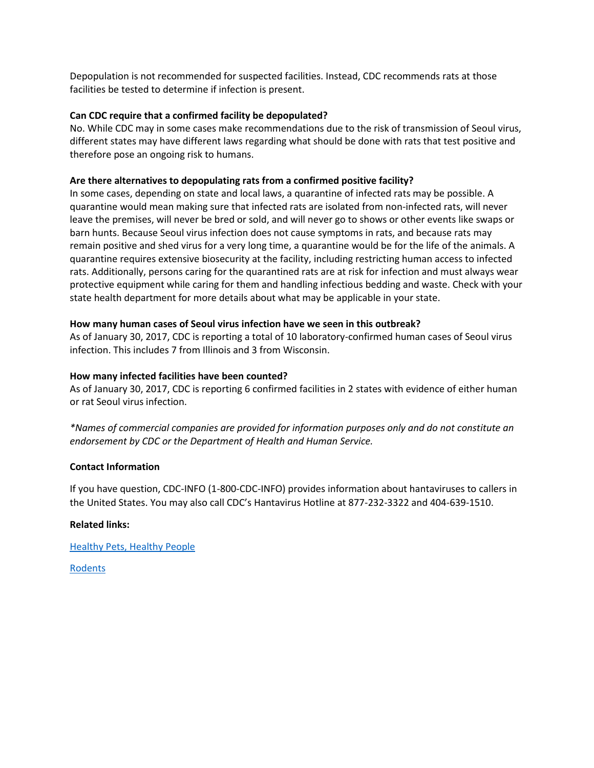Depopulation is not recommended for suspected facilities. Instead, CDC recommends rats at those facilities be tested to determine if infection is present.

**Can CDC require that a confirmed facility be depopulated?**
No. While CDC may in some cases make recommendations due to the risk of transmission of Seoul virus, different states may have different laws regarding what should be done with rats that test positive and therefore pose an ongoing risk to humans.

**Are there alternatives to depopulating rats from a confirmed positive facility?**
In some cases, depending on state and local laws, a quarantine of infected rats may be possible. A quarantine would mean making sure that infected rats are isolated from non-infected rats, will never leave the premises, will never be bred or sold, and will never go to shows or other events like swaps or barn hunts. Because Seoul virus infection does not cause symptoms in rats, and because rats may remain positive and shed virus for a very long time, a quarantine would be for the life of the animals. A quarantine requires extensive biosecurity at the facility, including restricting human access to infected rats. Additionally, persons caring for the quarantined rats are at risk for infection and must always wear protective equipment while caring for them and handling infectious bedding and waste. Check with your state health department for more details about what may be applicable in your state.

**How many human cases of Seoul virus infection have we seen in this outbreak?**
As of January 30, 2017, CDC is reporting a total of 10 laboratory-confirmed human cases of Seoul virus infection. This includes 7 from Illinois and 3 from Wisconsin.

**How many infected facilities have been counted?**
As of January 30, 2017, CDC is reporting 6 confirmed facilities in 2 states with evidence of either human or rat Seoul virus infection.

*\*Names of commercial companies are provided for information purposes only and do not constitute an endorsement by CDC or the Department of Health and Human Service.*

**Contact Information**

If you have question, CDC-INFO (1-800-CDC-INFO) provides information about hantaviruses to callers in the United States. You may also call CDC's Hantavirus Hotline at 877-232-3322 and 404-639-1510.

**Related links:**

Healthy Pets, Healthy People

Rodents